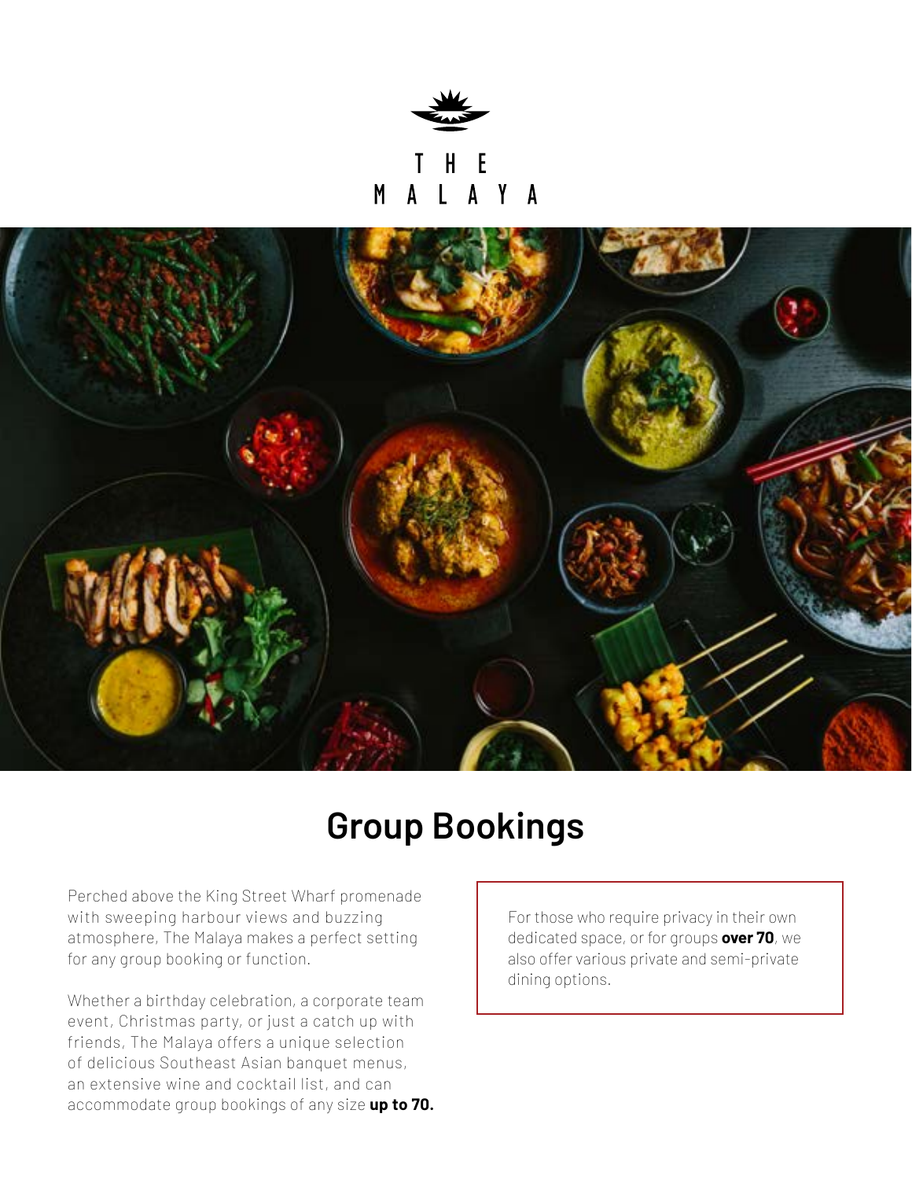THE MALAYA

# Group Bookings

Perched above the King Street Wharf promenade with sweeping harbour views and buzzing atmosphere, The Malaya makes a perfect setting for any group booking or function.

Whether a birthday celebration, a corporate team event, Christmas party, or just a catch up with friends, The Malaya offers a unique selection of delicious Southeast Asian banquet menus, an extensive wine and cocktail list, and can accommodate group bookings of any size **up to 70.**

For those who require privacy in their own dedicated space, or for groups **over 70**, we also offer various private and semi-private dining options.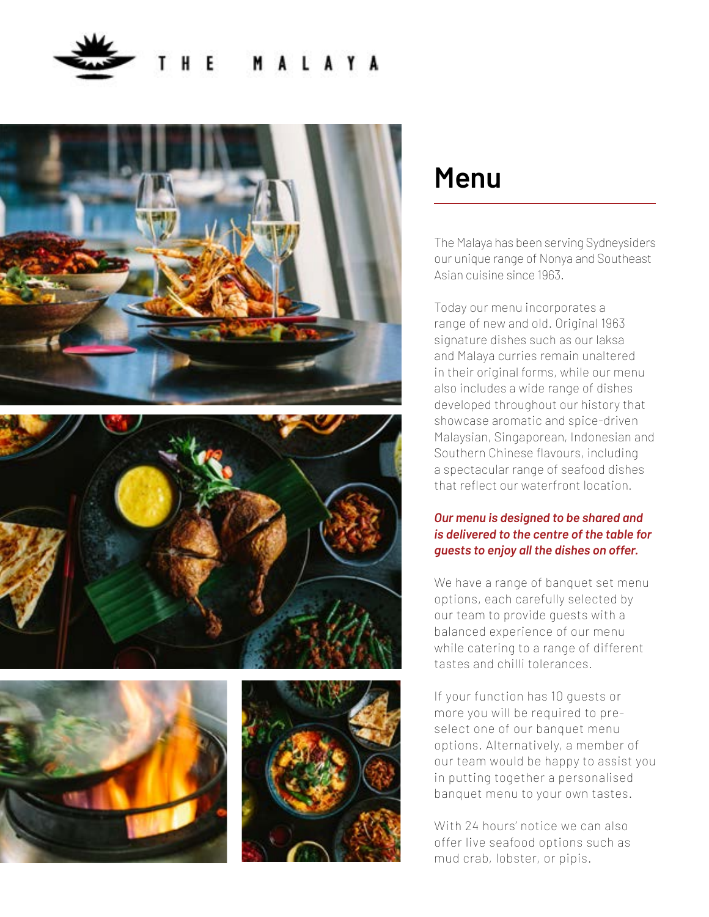# Menu

The Malaya has been serving Sydneysiders our unique range of Nonya and Southeast Asian cuisine since 1963.

Today our menu incorporates a range of new and old. Original 1963 signature dishes such as our laksa and Malaya curries remain unaltered in their original forms, while our menu also includes a wide range of dishes developed throughout our history that showcase aromatic and spice-driven Malaysian, Singaporean, Indonesian and Southern Chinese flavours, including a spectacular range of seafood dishes that reflect our waterfront location.

***Our menu is designed to be shared and is delivered to the centre of the table for guests to enjoy all the dishes on offer.***

We have a range of banquet set menu options, each carefully selected by our team to provide guests with a balanced experience of our menu while catering to a range of different tastes and chilli tolerances.

If your function has 10 guests or more you will be required to pre-select one of our banquet menu options. Alternatively, a member of our team would be happy to assist you in putting together a personalised banquet menu to your own tastes.

With 24 hours' notice we can also offer live seafood options such as mud crab, lobster, or pipis.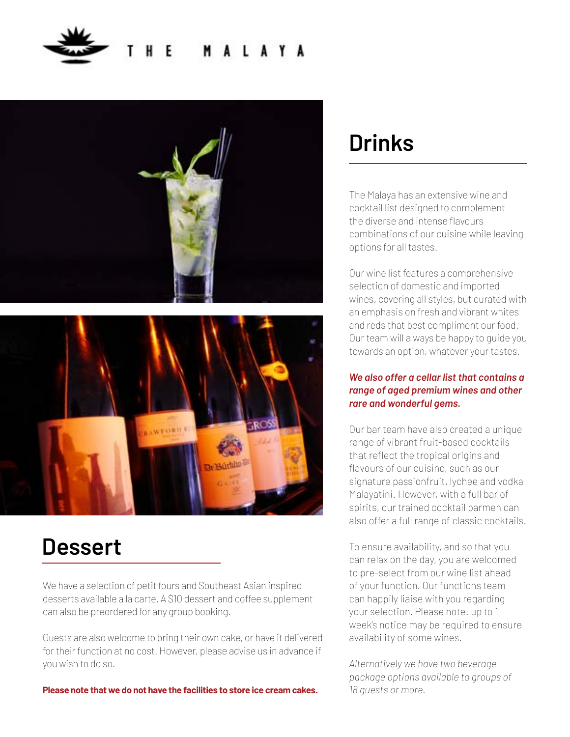# THE MALAYA

## Drinks

The Malaya has an extensive wine and cocktail list designed to complement the diverse and intense flavours combinations of our cuisine while leaving options for all tastes.

Our wine list features a comprehensive selection of domestic and imported wines, covering all styles, but curated with an emphasis on fresh and vibrant whites and reds that best compliment our food. Our team will always be happy to guide you towards an option, whatever your tastes.

***We also offer a cellar list that contains a range of aged premium wines and other rare and wonderful gems.***

Our bar team have also created a unique range of vibrant fruit-based cocktails that reflect the tropical origins and flavours of our cuisine, such as our signature passionfruit, lychee and vodka Malayatini. However, with a full bar of spirits, our trained cocktail barmen can also offer a full range of classic cocktails.

To ensure availability, and so that you can relax on the day, you are welcomed to pre-select from our wine list ahead of your function. Our functions team can happily liaise with you regarding your selection. Please note: up to 1 week's notice may be required to ensure availability of some wines.

*Alternatively we have two beverage package options available to groups of 18 guests or more.*

## Dessert

We have a selection of petit fours and Southeast Asian inspired desserts available a la carte. A $10 dessert and coffee supplement can also be preordered for any group booking.

Guests are also welcome to bring their own cake, or have it delivered for their function at no cost. However, please advise us in advance if you wish to do so.

**Please note that we do not have the facilities to store ice cream cakes.**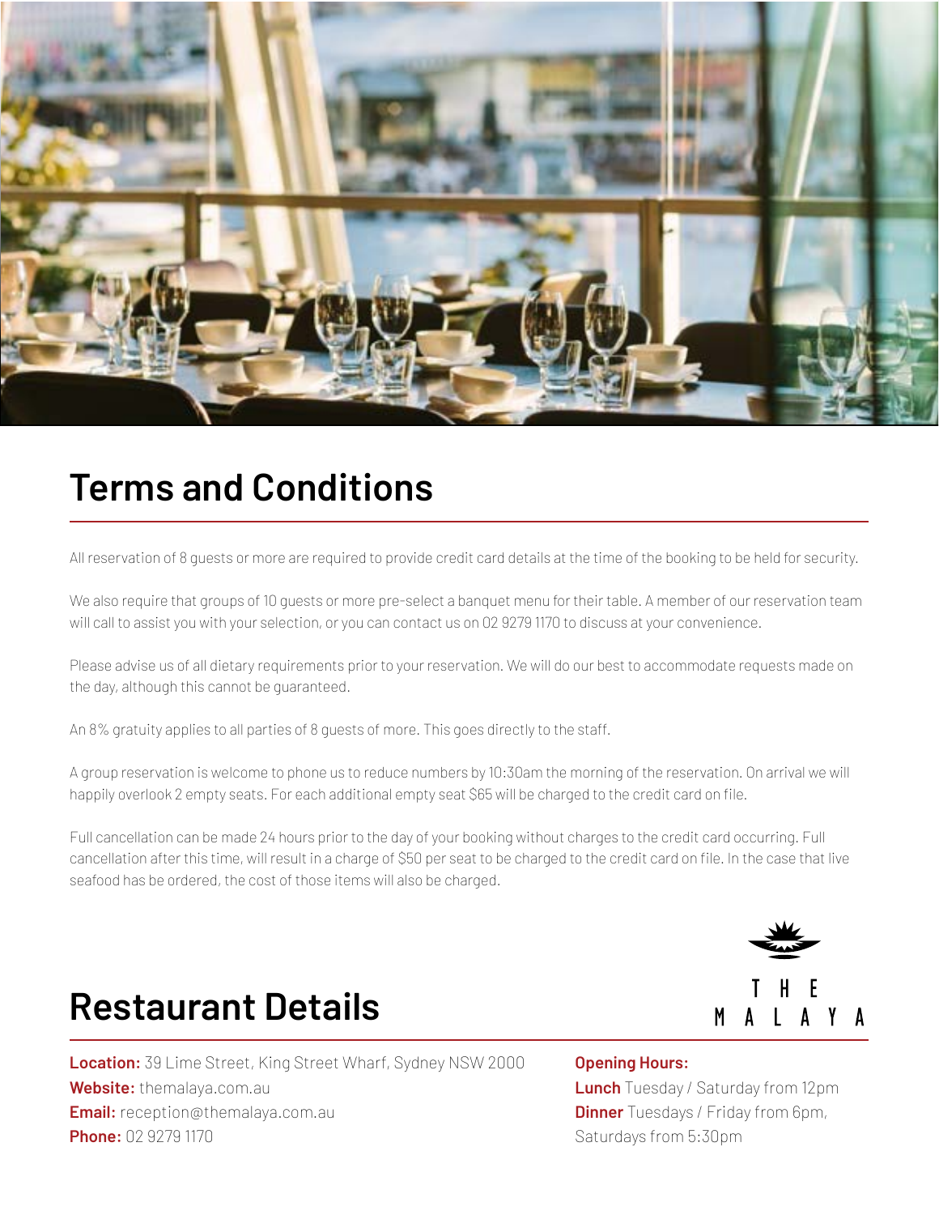# Terms and Conditions

All reservation of 8 guests or more are required to provide credit card details at the time of the booking to be held for security.

We also require that groups of 10 guests or more pre-select a banquet menu for their table. A member of our reservation team will call to assist you with your selection, or you can contact us on 02 9279 1170 to discuss at your convenience.

Please advise us of all dietary requirements prior to your reservation. We will do our best to accommodate requests made on the day, although this cannot be guaranteed.

An 8% gratuity applies to all parties of 8 guests of more. This goes directly to the staff.

A group reservation is welcome to phone us to reduce numbers by 10:30am the morning of the reservation. On arrival we will happily overlook 2 empty seats. For each additional empty seat $65 will be charged to the credit card on file.

Full cancellation can be made 24 hours prior to the day of your booking without charges to the credit card occurring. Full cancellation after this time, will result in a charge of $50 per seat to be charged to the credit card on file. In the case that live seafood has be ordered, the cost of those items will also be charged.

THE MALAYA

# Restaurant Details

**Location:** 39 Lime Street, King Street Wharf, Sydney NSW 2000
**Website:** themalaya.com.au
**Email:** reception@themalaya.com.au
**Phone:** 02 9279 1170

**Opening Hours:**
**Lunch** Tuesday / Saturday from 12pm
**Dinner** Tuesdays / Friday from 6pm, Saturdays from 5:30pm